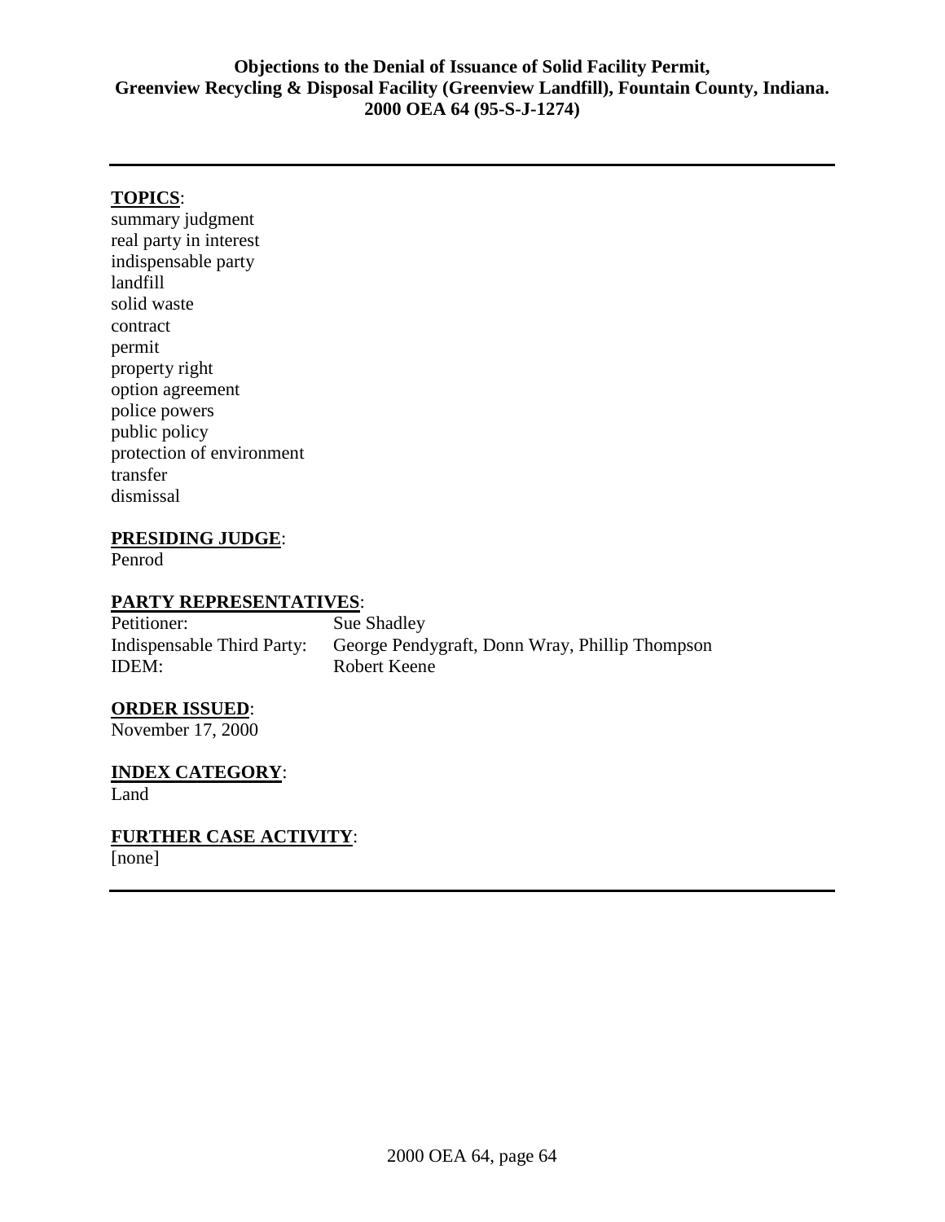**Objections to the Denial of Issuance of Solid Facility Permit, Greenview Recycling & Disposal Facility (Greenview Landfill), Fountain County, Indiana. 2000 OEA 64 (95-S-J-1274)**

---

**TOPICS**:

summary judgment
real party in interest
indispensable party
landfill
solid waste
contract
permit
property right
option agreement
police powers
public policy
protection of environment
transfer
dismissal

**PRESIDING JUDGE**:

Penrod

**PARTY REPRESENTATIVES**:

| | |
|---|---|
| Petitioner: | Sue Shadley |
| Indispensable Third Party: | George Pendygraft, Donn Wray, Phillip Thompson |
| IDEM: | Robert Keene |

**ORDER ISSUED**:

November 17, 2000

**INDEX CATEGORY**:

Land

**FURTHER CASE ACTIVITY**:

[none]

---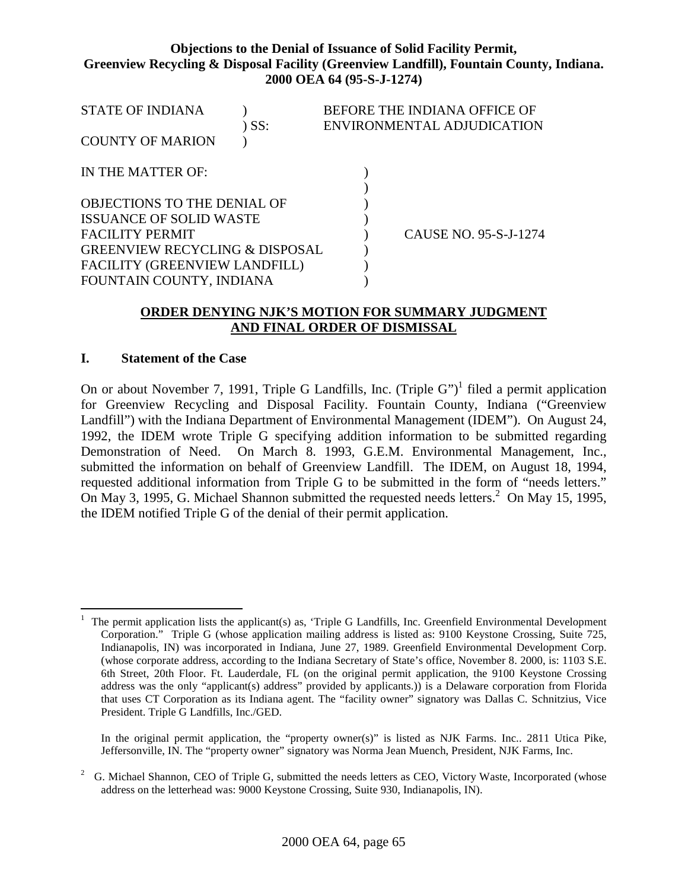**Objections to the Denial of Issuance of Solid Facility Permit, Greenview Recycling & Disposal Facility (Greenview Landfill), Fountain County, Indiana. 2000 OEA 64 (95-S-J-1274)**

| | | |
|---|---|---|
| STATE OF INDIANA | ) | BEFORE THE INDIANA OFFICE OF |
| | ) SS: | ENVIRONMENTAL ADJUDICATION |
| COUNTY OF MARION | ) | |

| | | |
|---|---|---|
| IN THE MATTER OF: | ) | |
| | ) | |
| OBJECTIONS TO THE DENIAL OF | ) | |
| ISSUANCE OF SOLID WASTE | ) | |
| FACILITY PERMIT | ) | CAUSE NO. 95-S-J-1274 |
| GREENVIEW RECYCLING & DISPOSAL | ) | |
| FACILITY (GREENVIEW LANDFILL) | ) | |
| FOUNTAIN COUNTY, INDIANA | ) | |

## ORDER DENYING NJK'S MOTION FOR SUMMARY JUDGMENT AND FINAL ORDER OF DISMISSAL

### I. Statement of the Case

On or about November 7, 1991, Triple G Landfills, Inc. (Triple G")[1] filed a permit application for Greenview Recycling and Disposal Facility. Fountain County, Indiana ("Greenview Landfill") with the Indiana Department of Environmental Management (IDEM"). On August 24, 1992, the IDEM wrote Triple G specifying addition information to be submitted regarding Demonstration of Need. On March 8. 1993, G.E.M. Environmental Management, Inc., submitted the information on behalf of Greenview Landfill. The IDEM, on August 18, 1994, requested additional information from Triple G to be submitted in the form of "needs letters." On May 3, 1995, G. Michael Shannon submitted the requested needs letters.[2] On May 15, 1995, the IDEM notified Triple G of the denial of their permit application.

---

[1] The permit application lists the applicant(s) as, 'Triple G Landfills, Inc. Greenfield Environmental Development Corporation." Triple G (whose application mailing address is listed as: 9100 Keystone Crossing, Suite 725, Indianapolis, IN) was incorporated in Indiana, June 27, 1989. Greenfield Environmental Development Corp. (whose corporate address, according to the Indiana Secretary of State's office, November 8. 2000, is: 1103 S.E. 6th Street, 20th Floor. Ft. Lauderdale, FL (on the original permit application, the 9100 Keystone Crossing address was the only "applicant(s) address" provided by applicants.)) is a Delaware corporation from Florida that uses CT Corporation as its Indiana agent. The "facility owner" signatory was Dallas C. Schnitzius, Vice President. Triple G Landfills, Inc./GED.

In the original permit application, the "property owner(s)" is listed as NJK Farms. Inc.. 2811 Utica Pike, Jeffersonville, IN. The "property owner" signatory was Norma Jean Muench, President, NJK Farms, Inc.

[2] G. Michael Shannon, CEO of Triple G, submitted the needs letters as CEO, Victory Waste, Incorporated (whose address on the letterhead was: 9000 Keystone Crossing, Suite 930, Indianapolis, IN).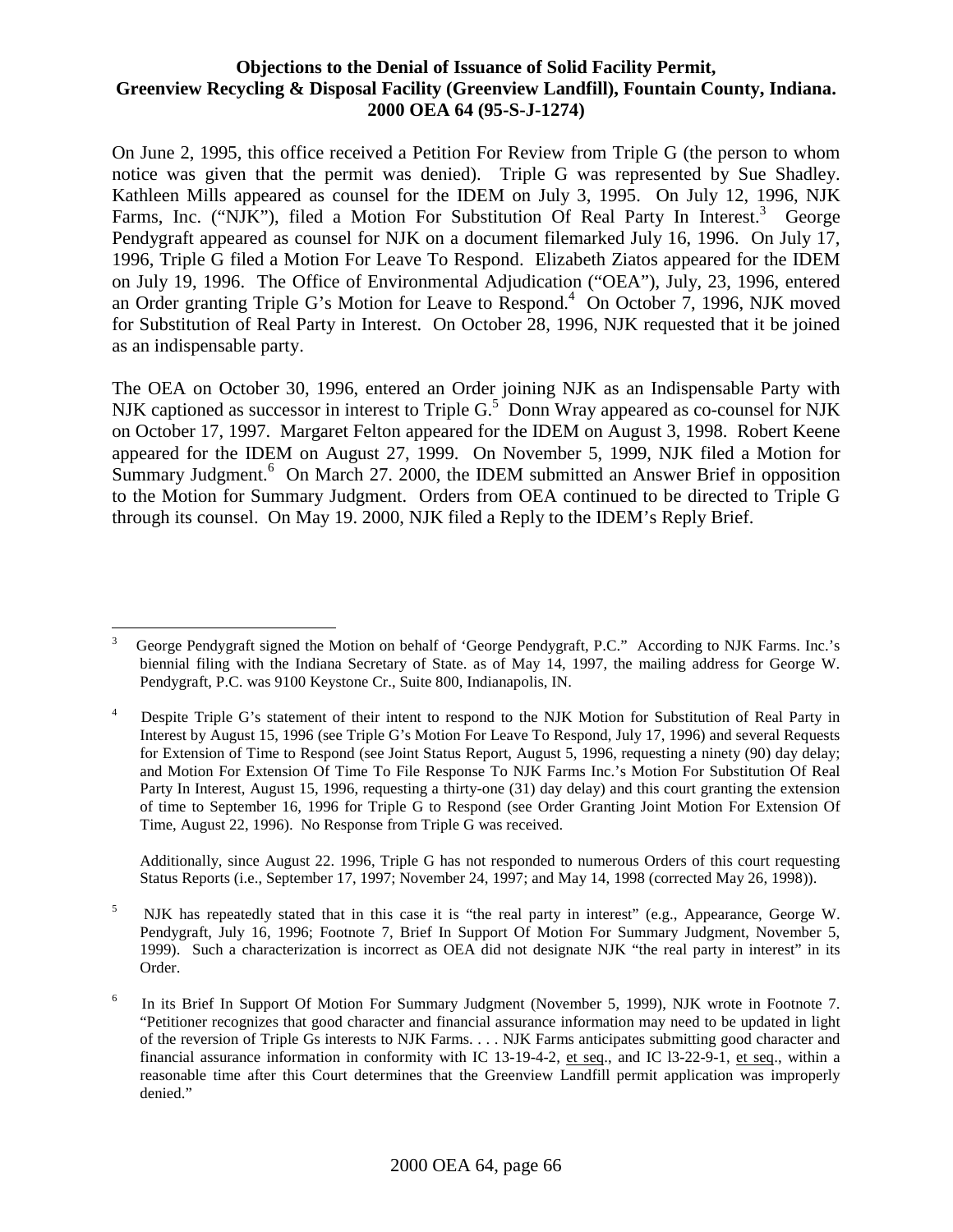On June 2, 1995, this office received a Petition For Review from Triple G (the person to whom notice was given that the permit was denied). Triple G was represented by Sue Shadley. Kathleen Mills appeared as counsel for the IDEM on July 3, 1995. On July 12, 1996, NJK Farms, Inc. ("NJK"), filed a Motion For Substitution Of Real Party In Interest.[3] George Pendygraft appeared as counsel for NJK on a document filemarked July 16, 1996. On July 17, 1996, Triple G filed a Motion For Leave To Respond. Elizabeth Ziatos appeared for the IDEM on July 19, 1996. The Office of Environmental Adjudication ("OEA"), July, 23, 1996, entered an Order granting Triple G's Motion for Leave to Respond.[4] On October 7, 1996, NJK moved for Substitution of Real Party in Interest. On October 28, 1996, NJK requested that it be joined as an indispensable party.

The OEA on October 30, 1996, entered an Order joining NJK as an Indispensable Party with NJK captioned as successor in interest to Triple G.[5] Donn Wray appeared as co-counsel for NJK on October 17, 1997. Margaret Felton appeared for the IDEM on August 3, 1998. Robert Keene appeared for the IDEM on August 27, 1999. On November 5, 1999, NJK filed a Motion for Summary Judgment.[6] On March 27. 2000, the IDEM submitted an Answer Brief in opposition to the Motion for Summary Judgment. Orders from OEA continued to be directed to Triple G through its counsel. On May 19. 2000, NJK filed a Reply to the IDEM's Reply Brief.

---

[3] George Pendygraft signed the Motion on behalf of 'George Pendygraft, P.C." According to NJK Farms. Inc.'s biennial filing with the Indiana Secretary of State. as of May 14, 1997, the mailing address for George W. Pendygraft, P.C. was 9100 Keystone Cr., Suite 800, Indianapolis, IN.

[4] Despite Triple G's statement of their intent to respond to the NJK Motion for Substitution of Real Party in Interest by August 15, 1996 (see Triple G's Motion For Leave To Respond, July 17, 1996) and several Requests for Extension of Time to Respond (see Joint Status Report, August 5, 1996, requesting a ninety (90) day delay; and Motion For Extension Of Time To File Response To NJK Farms Inc.'s Motion For Substitution Of Real Party In Interest, August 15, 1996, requesting a thirty-one (31) day delay) and this court granting the extension of time to September 16, 1996 for Triple G to Respond (see Order Granting Joint Motion For Extension Of Time, August 22, 1996). No Response from Triple G was received.

Additionally, since August 22. 1996, Triple G has not responded to numerous Orders of this court requesting Status Reports (i.e., September 17, 1997; November 24, 1997; and May 14, 1998 (corrected May 26, 1998)).

[5] NJK has repeatedly stated that in this case it is "the real party in interest" (e.g., Appearance, George W. Pendygraft, July 16, 1996; Footnote 7, Brief In Support Of Motion For Summary Judgment, November 5, 1999). Such a characterization is incorrect as OEA did not designate NJK "the real party in interest" in its Order.

[6] In its Brief In Support Of Motion For Summary Judgment (November 5, 1999), NJK wrote in Footnote 7. "Petitioner recognizes that good character and financial assurance information may need to be updated in light of the reversion of Triple Gs interests to NJK Farms. . . . NJK Farms anticipates submitting good character and financial assurance information in conformity with IC 13-19-4-2, et seq., and IC l3-22-9-1, et seq., within a reasonable time after this Court determines that the Greenview Landfill permit application was improperly denied."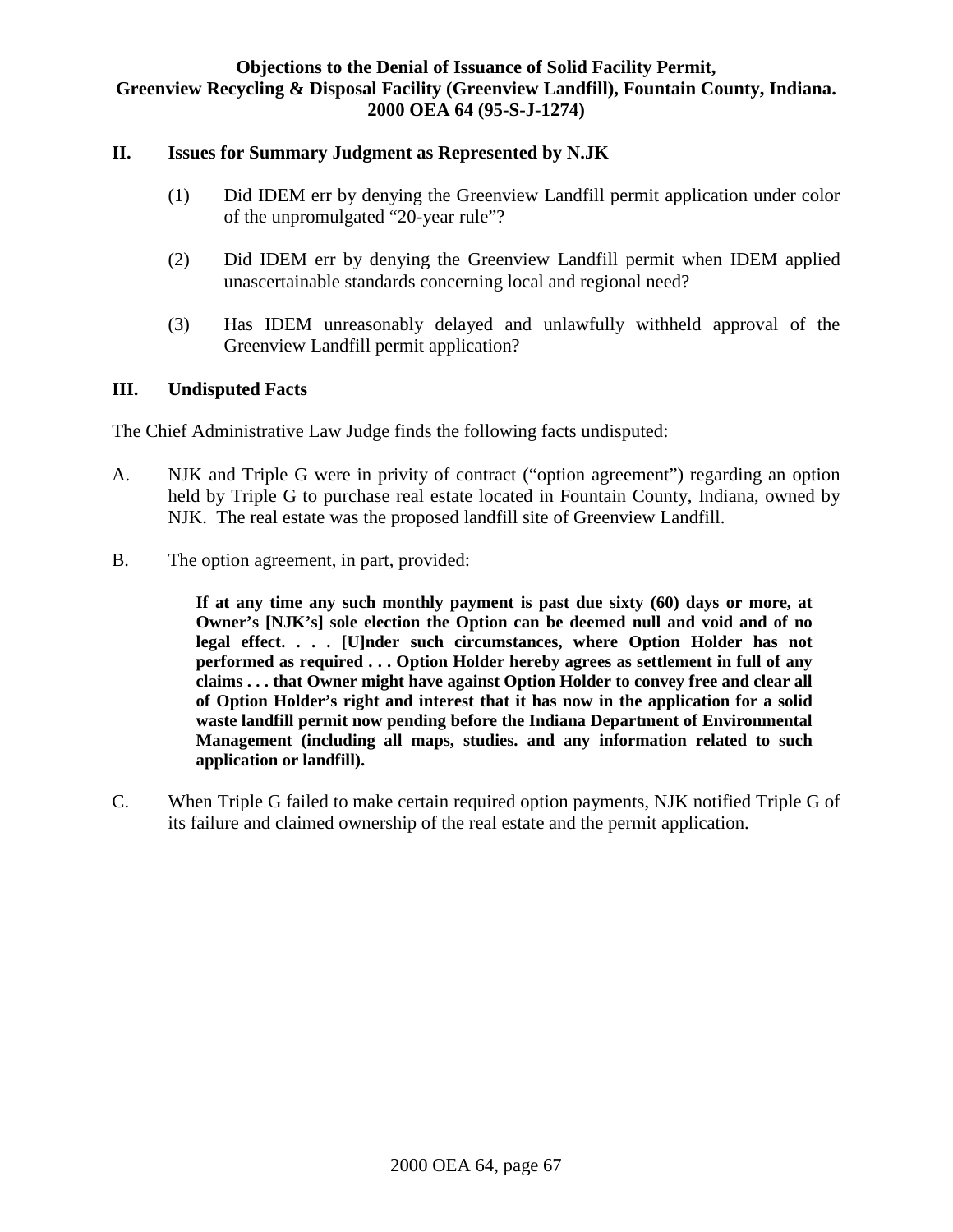## II. Issues for Summary Judgment as Represented by N.JK

(1) Did IDEM err by denying the Greenview Landfill permit application under color of the unpromulgated "20-year rule"?

(2) Did IDEM err by denying the Greenview Landfill permit when IDEM applied unascertainable standards concerning local and regional need?

(3) Has IDEM unreasonably delayed and unlawfully withheld approval of the Greenview Landfill permit application?

## III. Undisputed Facts

The Chief Administrative Law Judge finds the following facts undisputed:

A. NJK and Triple G were in privity of contract ("option agreement") regarding an option held by Triple G to purchase real estate located in Fountain County, Indiana, owned by NJK. The real estate was the proposed landfill site of Greenview Landfill.

B. The option agreement, in part, provided:

> **If at any time any such monthly payment is past due sixty (60) days or more, at Owner's [NJK's] sole election the Option can be deemed null and void and of no legal effect. . . . [U]nder such circumstances, where Option Holder has not performed as required . . . Option Holder hereby agrees as settlement in full of any claims . . . that Owner might have against Option Holder to convey free and clear all of Option Holder's right and interest that it has now in the application for a solid waste landfill permit now pending before the Indiana Department of Environmental Management (including all maps, studies. and any information related to such application or landfill).**

C. When Triple G failed to make certain required option payments, NJK notified Triple G of its failure and claimed ownership of the real estate and the permit application.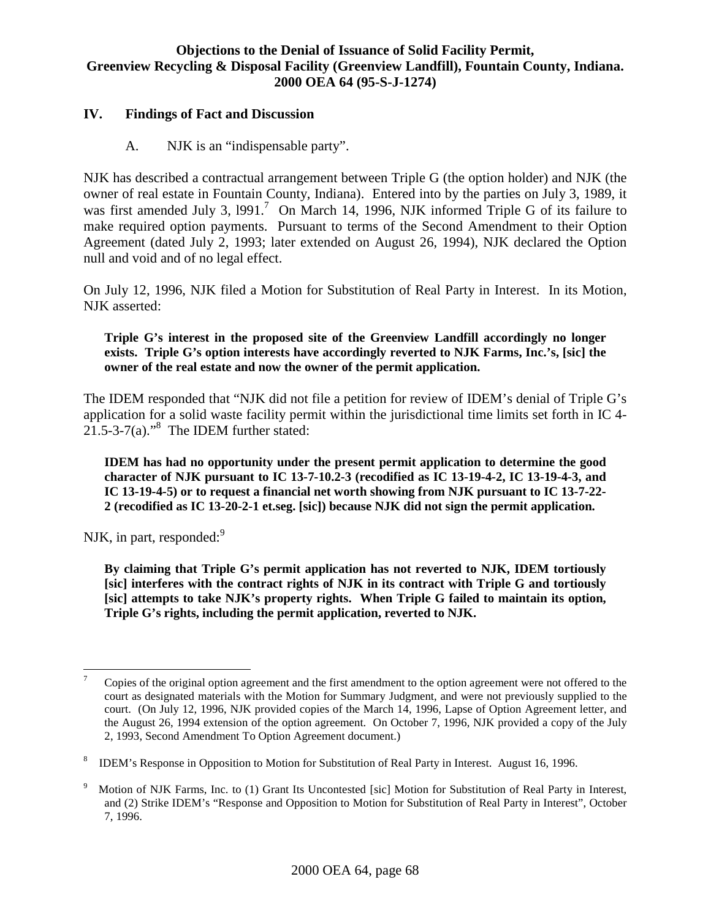## IV. Findings of Fact and Discussion

### A. NJK is an "indispensable party".

NJK has described a contractual arrangement between Triple G (the option holder) and NJK (the owner of real estate in Fountain County, Indiana). Entered into by the parties on July 3, 1989, it was first amended July 3, l991.[7] On March 14, 1996, NJK informed Triple G of its failure to make required option payments. Pursuant to terms of the Second Amendment to their Option Agreement (dated July 2, 1993; later extended on August 26, 1994), NJK declared the Option null and void and of no legal effect.

On July 12, 1996, NJK filed a Motion for Substitution of Real Party in Interest. In its Motion, NJK asserted:

> **Triple G's interest in the proposed site of the Greenview Landfill accordingly no longer exists. Triple G's option interests have accordingly reverted to NJK Farms, Inc.'s, [sic] the owner of the real estate and now the owner of the permit application.**

The IDEM responded that "NJK did not file a petition for review of IDEM's denial of Triple G's application for a solid waste facility permit within the jurisdictional time limits set forth in IC 4-21.5-3-7(a)."[8] The IDEM further stated:

> **IDEM has had no opportunity under the present permit application to determine the good character of NJK pursuant to IC 13-7-10.2-3 (recodified as IC 13-19-4-2, IC 13-19-4-3, and IC 13-19-4-5) or to request a financial net worth showing from NJK pursuant to IC 13-7-22-2 (recodified as IC 13-20-2-1 et.seg. [sic]) because NJK did not sign the permit application.**

NJK, in part, responded:[9]

> **By claiming that Triple G's permit application has not reverted to NJK, IDEM tortiously [sic] interferes with the contract rights of NJK in its contract with Triple G and tortiously [sic] attempts to take NJK's property rights. When Triple G failed to maintain its option, Triple G's rights, including the permit application, reverted to NJK.**

---

[7] Copies of the original option agreement and the first amendment to the option agreement were not offered to the court as designated materials with the Motion for Summary Judgment, and were not previously supplied to the court. (On July 12, 1996, NJK provided copies of the March 14, 1996, Lapse of Option Agreement letter, and the August 26, 1994 extension of the option agreement. On October 7, 1996, NJK provided a copy of the July 2, 1993, Second Amendment To Option Agreement document.)

[8] IDEM's Response in Opposition to Motion for Substitution of Real Party in Interest. August 16, 1996.

[9] Motion of NJK Farms, Inc. to (1) Grant Its Uncontested [sic] Motion for Substitution of Real Party in Interest, and (2) Strike IDEM's "Response and Opposition to Motion for Substitution of Real Party in Interest", October 7, 1996.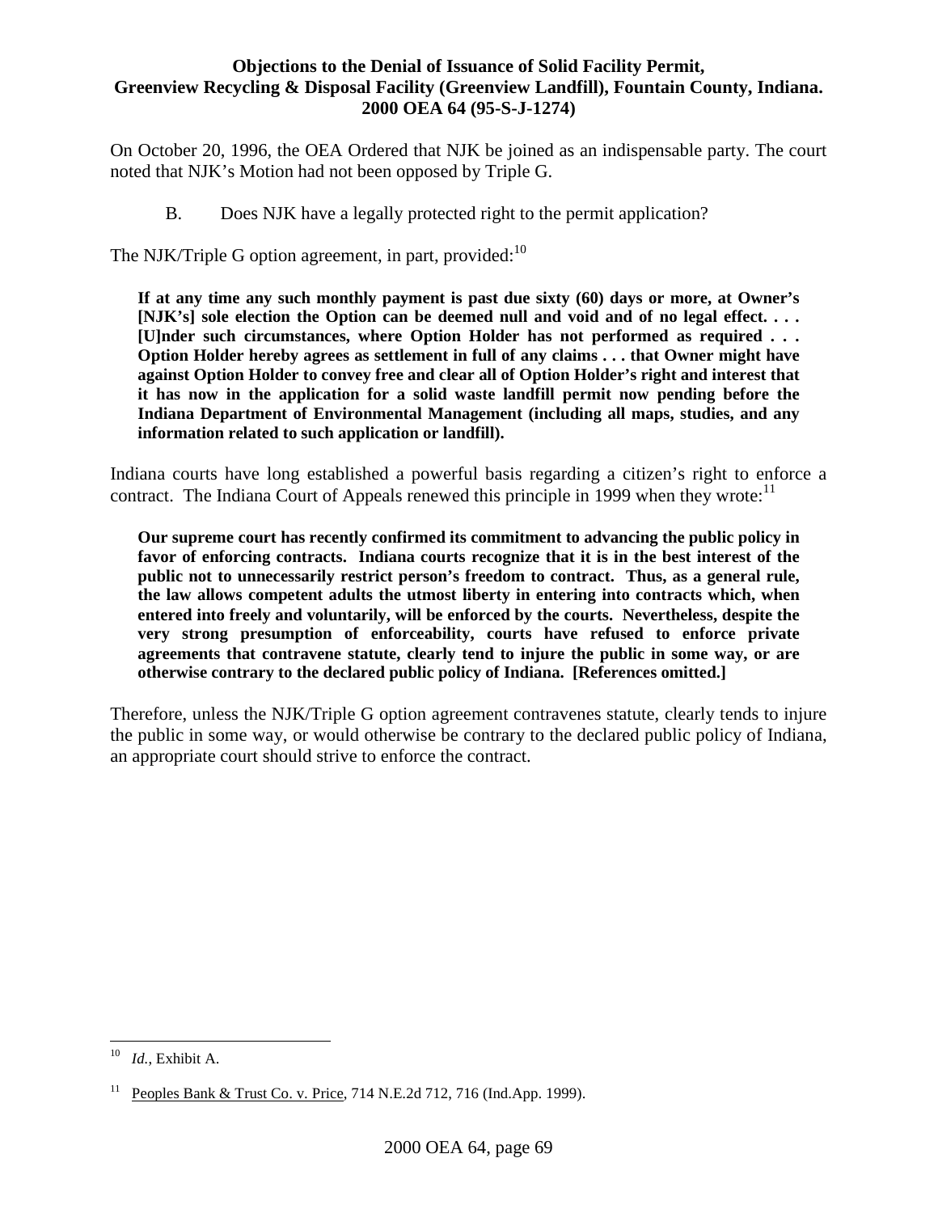On October 20, 1996, the OEA Ordered that NJK be joined as an indispensable party. The court noted that NJK's Motion had not been opposed by Triple G.

B. Does NJK have a legally protected right to the permit application?

The NJK/Triple G option agreement, in part, provided:[10]

> **If at any time any such monthly payment is past due sixty (60) days or more, at Owner's [NJK's] sole election the Option can be deemed null and void and of no legal effect. . . . [U]nder such circumstances, where Option Holder has not performed as required . . . Option Holder hereby agrees as settlement in full of any claims . . . that Owner might have against Option Holder to convey free and clear all of Option Holder's right and interest that it has now in the application for a solid waste landfill permit now pending before the Indiana Department of Environmental Management (including all maps, studies, and any information related to such application or landfill).**

Indiana courts have long established a powerful basis regarding a citizen's right to enforce a contract. The Indiana Court of Appeals renewed this principle in 1999 when they wrote:[11]

> **Our supreme court has recently confirmed its commitment to advancing the public policy in favor of enforcing contracts. Indiana courts recognize that it is in the best interest of the public not to unnecessarily restrict person's freedom to contract. Thus, as a general rule, the law allows competent adults the utmost liberty in entering into contracts which, when entered into freely and voluntarily, will be enforced by the courts. Nevertheless, despite the very strong presumption of enforceability, courts have refused to enforce private agreements that contravene statute, clearly tend to injure the public in some way, or are otherwise contrary to the declared public policy of Indiana. [References omitted.]**

Therefore, unless the NJK/Triple G option agreement contravenes statute, clearly tends to injure the public in some way, or would otherwise be contrary to the declared public policy of Indiana, an appropriate court should strive to enforce the contract.

---

[10] *Id.*, Exhibit A.

[11] Peoples Bank & Trust Co. v. Price, 714 N.E.2d 712, 716 (Ind.App. 1999).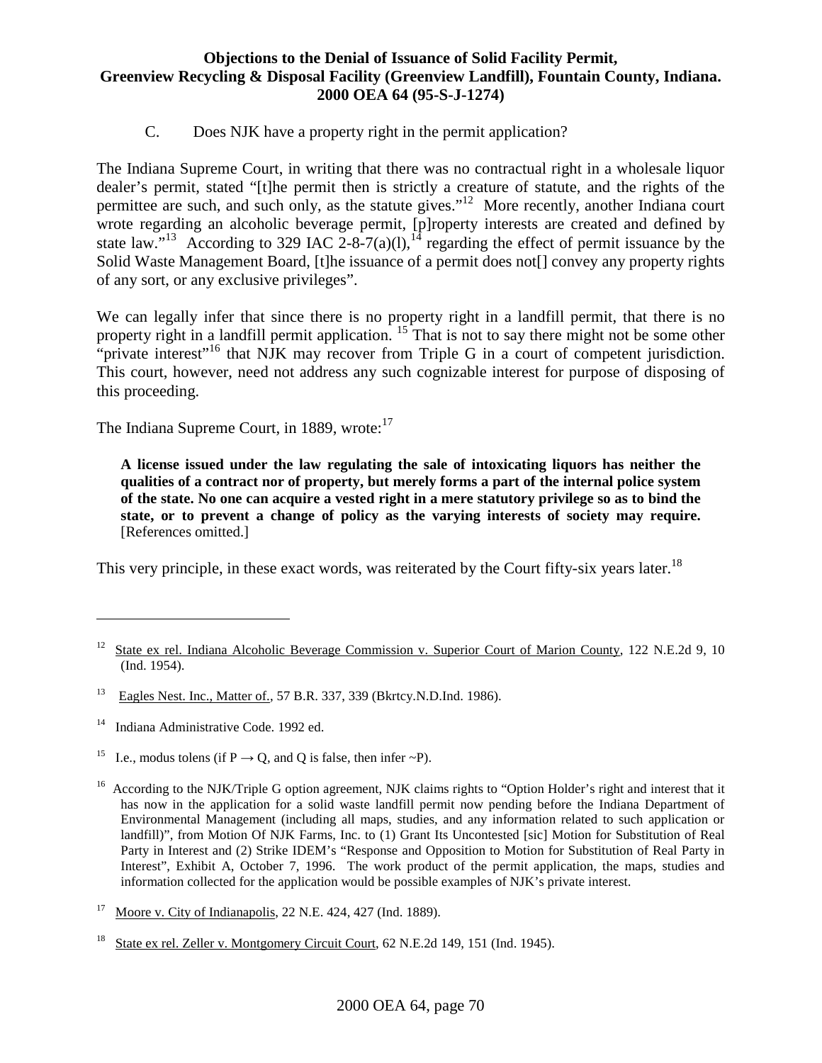C. Does NJK have a property right in the permit application?

The Indiana Supreme Court, in writing that there was no contractual right in a wholesale liquor dealer's permit, stated "[t]he permit then is strictly a creature of statute, and the rights of the permittee are such, and such only, as the statute gives."[12] More recently, another Indiana court wrote regarding an alcoholic beverage permit, [p]roperty interests are created and defined by state law."[13] According to 329 IAC 2-8-7(a)(l),[14] regarding the effect of permit issuance by the Solid Waste Management Board, [t]he issuance of a permit does not[] convey any property rights of any sort, or any exclusive privileges".

We can legally infer that since there is no property right in a landfill permit, that there is no property right in a landfill permit application. [15] That is not to say there might not be some other "private interest"[16] that NJK may recover from Triple G in a court of competent jurisdiction. This court, however, need not address any such cognizable interest for purpose of disposing of this proceeding.

The Indiana Supreme Court, in 1889, wrote:[17]

> **A license issued under the law regulating the sale of intoxicating liquors has neither the qualities of a contract nor of property, but merely forms a part of the internal police system of the state. No one can acquire a vested right in a mere statutory privilege so as to bind the state, or to prevent a change of policy as the varying interests of society may require.** [References omitted.]

This very principle, in these exact words, was reiterated by the Court fifty-six years later.[18]

---

[12] State ex rel. Indiana Alcoholic Beverage Commission v. Superior Court of Marion County, 122 N.E.2d 9, 10 (Ind. 1954).

[13] Eagles Nest. Inc., Matter of., 57 B.R. 337, 339 (Bkrtcy.N.D.Ind. 1986).

[14] Indiana Administrative Code. 1992 ed.

[15] I.e., modus tolens (if $P \rightarrow Q$, and Q is false, then infer $\sim P$).

[16] According to the NJK/Triple G option agreement, NJK claims rights to "Option Holder's right and interest that it has now in the application for a solid waste landfill permit now pending before the Indiana Department of Environmental Management (including all maps, studies, and any information related to such application or landfill)", from Motion Of NJK Farms, Inc. to (1) Grant Its Uncontested [sic] Motion for Substitution of Real Party in Interest and (2) Strike IDEM's "Response and Opposition to Motion for Substitution of Real Party in Interest", Exhibit A, October 7, 1996. The work product of the permit application, the maps, studies and information collected for the application would be possible examples of NJK's private interest.

[17] Moore v. City of Indianapolis, 22 N.E. 424, 427 (Ind. 1889).

[18] State ex rel. Zeller v. Montgomery Circuit Court, 62 N.E.2d 149, 151 (Ind. 1945).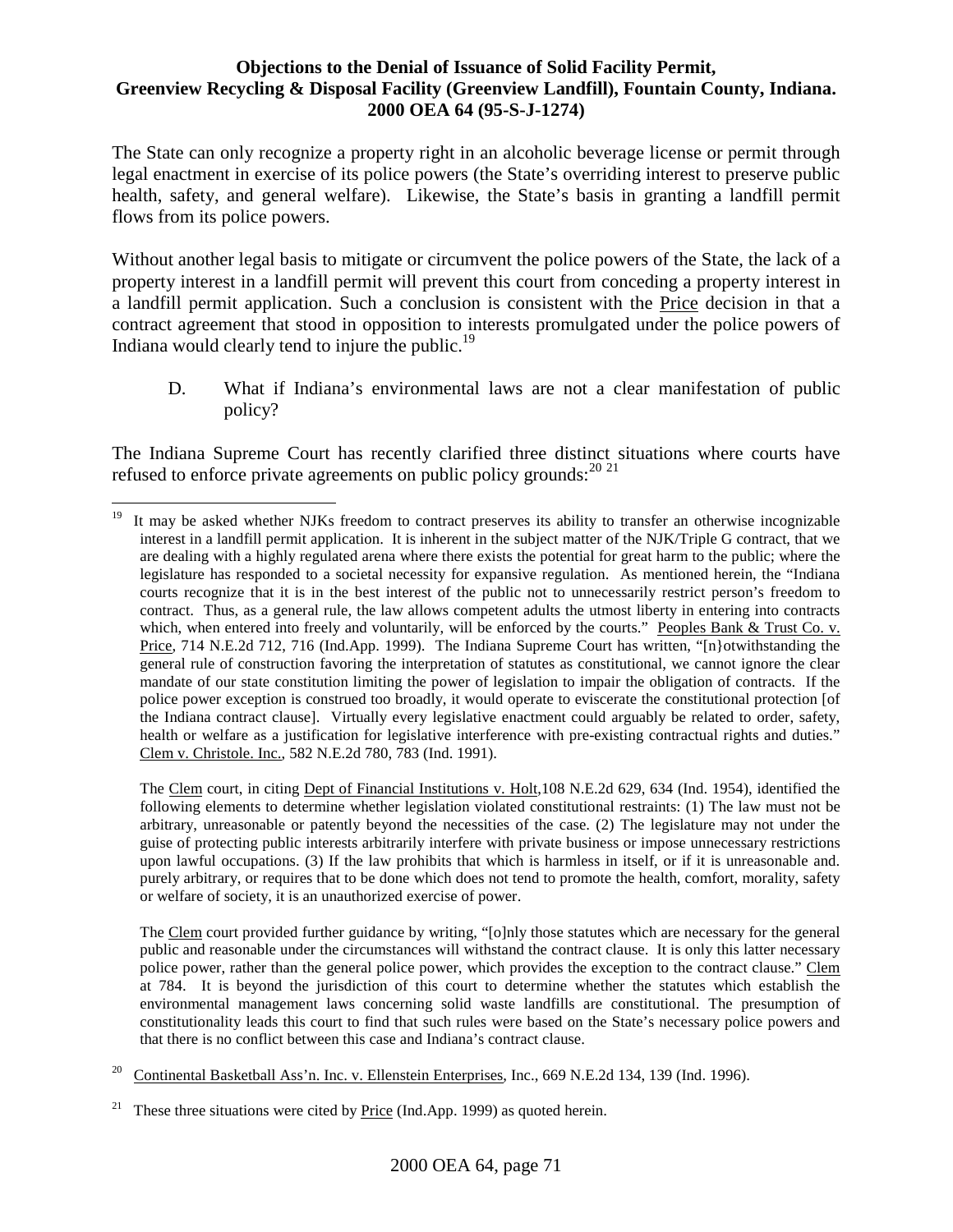The State can only recognize a property right in an alcoholic beverage license or permit through legal enactment in exercise of its police powers (the State's overriding interest to preserve public health, safety, and general welfare). Likewise, the State's basis in granting a landfill permit flows from its police powers.

Without another legal basis to mitigate or circumvent the police powers of the State, the lack of a property interest in a landfill permit will prevent this court from conceding a property interest in a landfill permit application. Such a conclusion is consistent with the Price decision in that a contract agreement that stood in opposition to interests promulgated under the police powers of Indiana would clearly tend to injure the public.[19]

D. What if Indiana's environmental laws are not a clear manifestation of public policy?

The Indiana Supreme Court has recently clarified three distinct situations where courts have refused to enforce private agreements on public policy grounds:[20] [21]

---

[19] It may be asked whether NJKs freedom to contract preserves its ability to transfer an otherwise incognizable interest in a landfill permit application. It is inherent in the subject matter of the NJK/Triple G contract, that we are dealing with a highly regulated arena where there exists the potential for great harm to the public; where the legislature has responded to a societal necessity for expansive regulation. As mentioned herein, the "Indiana courts recognize that it is in the best interest of the public not to unnecessarily restrict person's freedom to contract. Thus, as a general rule, the law allows competent adults the utmost liberty in entering into contracts which, when entered into freely and voluntarily, will be enforced by the courts." Peoples Bank & Trust Co. v. Price, 714 N.E.2d 712, 716 (Ind.App. 1999). The Indiana Supreme Court has written, "[n}otwithstanding the general rule of construction favoring the interpretation of statutes as constitutional, we cannot ignore the clear mandate of our state constitution limiting the power of legislation to impair the obligation of contracts. If the police power exception is construed too broadly, it would operate to eviscerate the constitutional protection [of the Indiana contract clause]. Virtually every legislative enactment could arguably be related to order, safety, health or welfare as a justification for legislative interference with pre-existing contractual rights and duties." Clem v. Christole. Inc., 582 N.E.2d 780, 783 (Ind. 1991).

The Clem court, in citing Dept of Financial Institutions v. Holt,108 N.E.2d 629, 634 (Ind. 1954), identified the following elements to determine whether legislation violated constitutional restraints: (1) The law must not be arbitrary, unreasonable or patently beyond the necessities of the case. (2) The legislature may not under the guise of protecting public interests arbitrarily interfere with private business or impose unnecessary restrictions upon lawful occupations. (3) If the law prohibits that which is harmless in itself, or if it is unreasonable and. purely arbitrary, or requires that to be done which does not tend to promote the health, comfort, morality, safety or welfare of society, it is an unauthorized exercise of power.

The Clem court provided further guidance by writing, "[o]nly those statutes which are necessary for the general public and reasonable under the circumstances will withstand the contract clause. It is only this latter necessary police power, rather than the general police power, which provides the exception to the contract clause." Clem at 784. It is beyond the jurisdiction of this court to determine whether the statutes which establish the environmental management laws concerning solid waste landfills are constitutional. The presumption of constitutionality leads this court to find that such rules were based on the State's necessary police powers and that there is no conflict between this case and Indiana's contract clause.

[20] Continental Basketball Ass'n. Inc. v. Ellenstein Enterprises, Inc., 669 N.E.2d 134, 139 (Ind. 1996).

[21] These three situations were cited by Price (Ind.App. 1999) as quoted herein.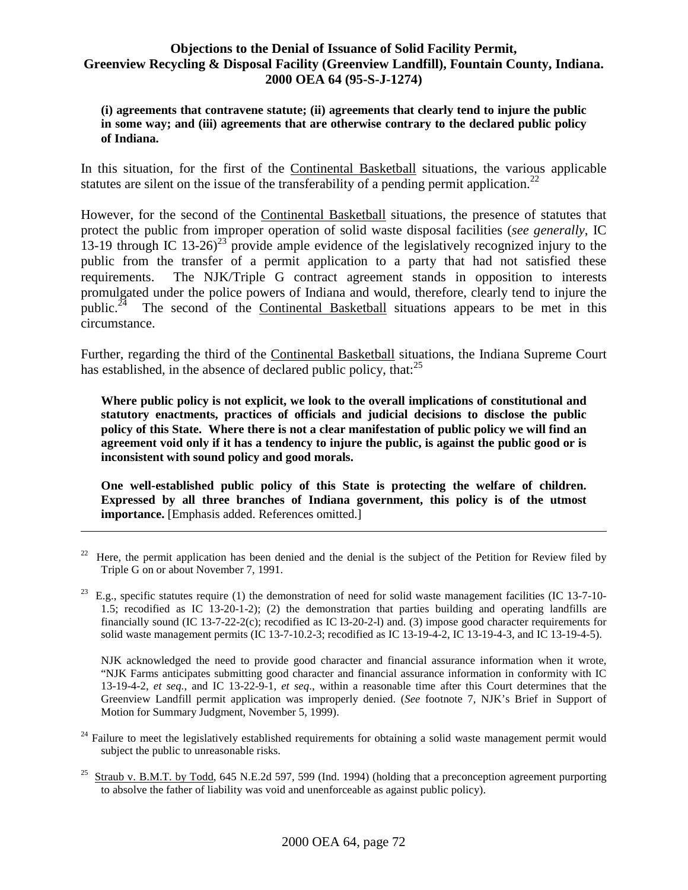**(i) agreements that contravene statute; (ii) agreements that clearly tend to injure the public in some way; and (iii) agreements that are otherwise contrary to the declared public policy of Indiana.**

In this situation, for the first of the Continental Basketball situations, the various applicable statutes are silent on the issue of the transferability of a pending permit application.[22]

However, for the second of the Continental Basketball situations, the presence of statutes that protect the public from improper operation of solid waste disposal facilities (*see generally*, IC 13-19 through IC 13-26)[23] provide ample evidence of the legislatively recognized injury to the public from the transfer of a permit application to a party that had not satisfied these requirements. The NJK/Triple G contract agreement stands in opposition to interests promulgated under the police powers of Indiana and would, therefore, clearly tend to injure the public.[24] The second of the Continental Basketball situations appears to be met in this circumstance.

Further, regarding the third of the Continental Basketball situations, the Indiana Supreme Court has established, in the absence of declared public policy, that:[25]

> **Where public policy is not explicit, we look to the overall implications of constitutional and statutory enactments, practices of officials and judicial decisions to disclose the public policy of this State. Where there is not a clear manifestation of public policy we will find an agreement void only if it has a tendency to injure the public, is against the public good or is inconsistent with sound policy and good morals.**
>
> **One well-established public policy of this State is protecting the welfare of children. Expressed by all three branches of Indiana government, this policy is of the utmost importance.** [Emphasis added. References omitted.]

---

[22] Here, the permit application has been denied and the denial is the subject of the Petition for Review filed by Triple G on or about November 7, 1991.

[23] E.g., specific statutes require (1) the demonstration of need for solid waste management facilities (IC 13-7-10-1.5; recodified as IC 13-20-1-2); (2) the demonstration that parties building and operating landfills are financially sound (IC 13-7-22-2(c); recodified as IC l3-20-2-l) and. (3) impose good character requirements for solid waste management permits (IC 13-7-10.2-3; recodified as IC 13-19-4-2, IC 13-19-4-3, and IC 13-19-4-5).

NJK acknowledged the need to provide good character and financial assurance information when it wrote, "NJK Farms anticipates submitting good character and financial assurance information in conformity with IC 13-19-4-2, *et seq.*, and IC 13-22-9-1, *et seq*., within a reasonable time after this Court determines that the Greenview Landfill permit application was improperly denied. (*See* footnote 7, NJK's Brief in Support of Motion for Summary Judgment, November 5, 1999).

[24] Failure to meet the legislatively established requirements for obtaining a solid waste management permit would subject the public to unreasonable risks.

[25] Straub v. B.M.T. by Todd, 645 N.E.2d 597, 599 (Ind. 1994) (holding that a preconception agreement purporting to absolve the father of liability was void and unenforceable as against public policy).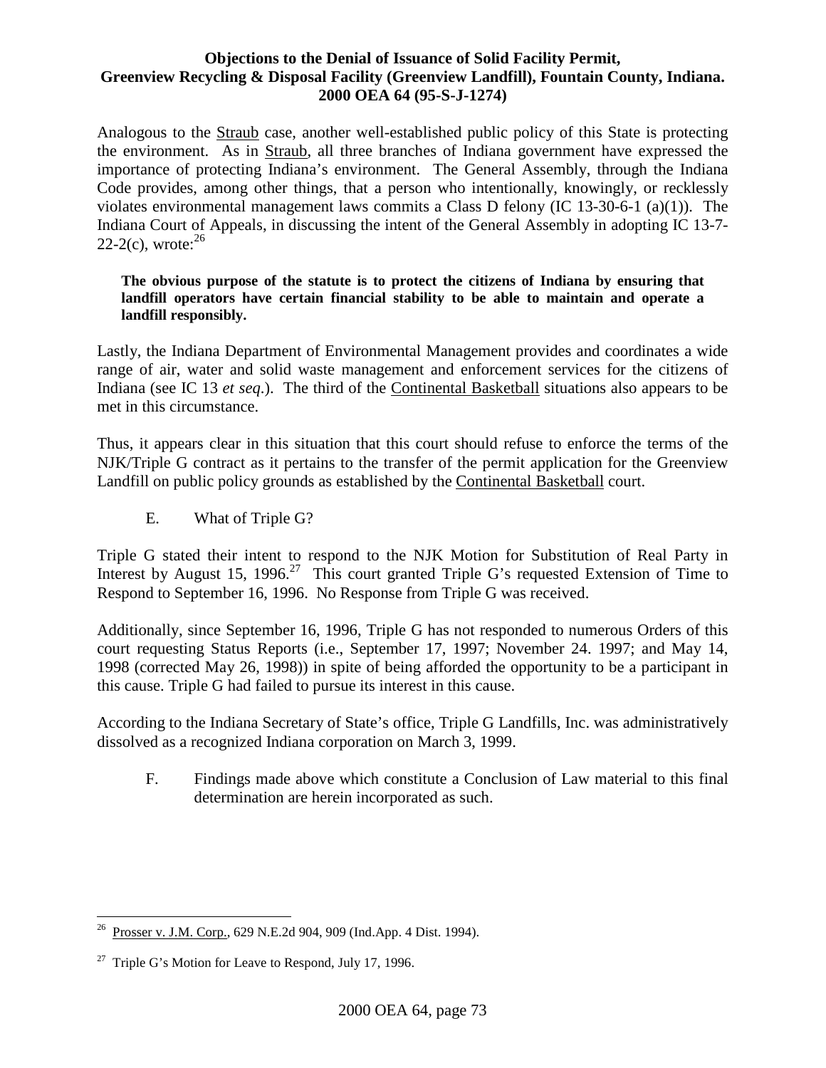Analogous to the <u>Straub</u> case, another well-established public policy of this State is protecting the environment. As in <u>Straub</u>, all three branches of Indiana government have expressed the importance of protecting Indiana's environment. The General Assembly, through the Indiana Code provides, among other things, that a person who intentionally, knowingly, or recklessly violates environmental management laws commits a Class D felony (IC 13-30-6-1 (a)(1)). The Indiana Court of Appeals, in discussing the intent of the General Assembly in adopting IC 13-7-22-2(c), wrote:[26]

> **The obvious purpose of the statute is to protect the citizens of Indiana by ensuring that landfill operators have certain financial stability to be able to maintain and operate a landfill responsibly.**

Lastly, the Indiana Department of Environmental Management provides and coordinates a wide range of air, water and solid waste management and enforcement services for the citizens of Indiana (see IC 13 *et seq.*). The third of the <u>Continental Basketball</u> situations also appears to be met in this circumstance.

Thus, it appears clear in this situation that this court should refuse to enforce the terms of the NJK/Triple G contract as it pertains to the transfer of the permit application for the Greenview Landfill on public policy grounds as established by the <u>Continental Basketball</u> court.

E. What of Triple G?

Triple G stated their intent to respond to the NJK Motion for Substitution of Real Party in Interest by August 15, 1996.[27] This court granted Triple G's requested Extension of Time to Respond to September 16, 1996. No Response from Triple G was received.

Additionally, since September 16, 1996, Triple G has not responded to numerous Orders of this court requesting Status Reports (i.e., September 17, 1997; November 24. 1997; and May 14, 1998 (corrected May 26, 1998)) in spite of being afforded the opportunity to be a participant in this cause. Triple G had failed to pursue its interest in this cause.

According to the Indiana Secretary of State's office, Triple G Landfills, Inc. was administratively dissolved as a recognized Indiana corporation on March 3, 1999.

F. Findings made above which constitute a Conclusion of Law material to this final determination are herein incorporated as such.

---

[26] <u>Prosser v. J.M. Corp.</u>, 629 N.E.2d 904, 909 (Ind.App. 4 Dist. 1994).

[27] Triple G's Motion for Leave to Respond, July 17, 1996.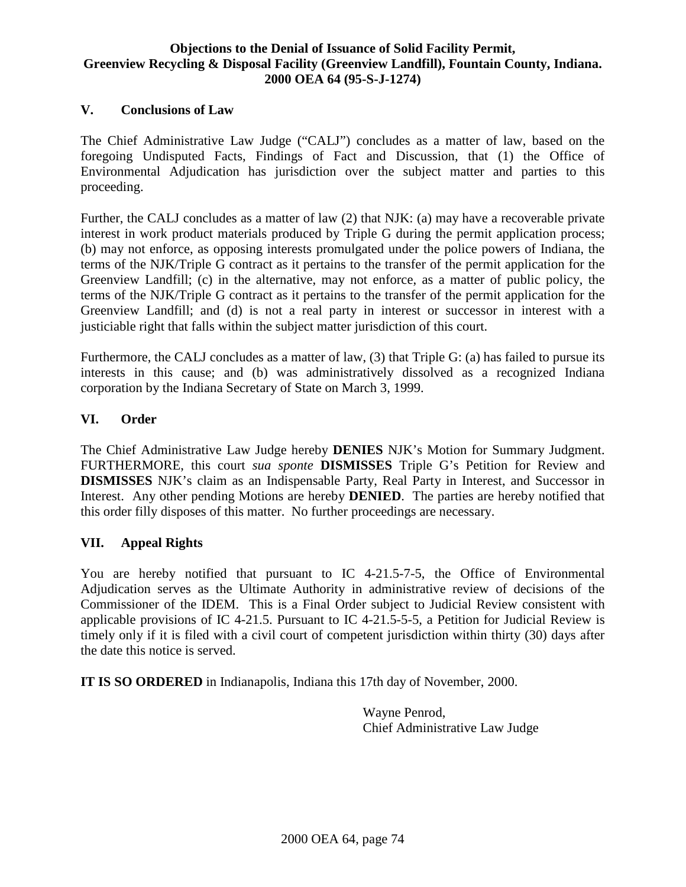## V. Conclusions of Law

The Chief Administrative Law Judge ("CALJ") concludes as a matter of law, based on the foregoing Undisputed Facts, Findings of Fact and Discussion, that (1) the Office of Environmental Adjudication has jurisdiction over the subject matter and parties to this proceeding.

Further, the CALJ concludes as a matter of law (2) that NJK: (a) may have a recoverable private interest in work product materials produced by Triple G during the permit application process; (b) may not enforce, as opposing interests promulgated under the police powers of Indiana, the terms of the NJK/Triple G contract as it pertains to the transfer of the permit application for the Greenview Landfill; (c) in the alternative, may not enforce, as a matter of public policy, the terms of the NJK/Triple G contract as it pertains to the transfer of the permit application for the Greenview Landfill; and (d) is not a real party in interest or successor in interest with a justiciable right that falls within the subject matter jurisdiction of this court.

Furthermore, the CALJ concludes as a matter of law, (3) that Triple G: (a) has failed to pursue its interests in this cause; and (b) was administratively dissolved as a recognized Indiana corporation by the Indiana Secretary of State on March 3, 1999.

## VI. Order

The Chief Administrative Law Judge hereby **DENIES** NJK's Motion for Summary Judgment. FURTHERMORE, this court *sua sponte* **DISMISSES** Triple G's Petition for Review and **DISMISSES** NJK's claim as an Indispensable Party, Real Party in Interest, and Successor in Interest. Any other pending Motions are hereby **DENIED**. The parties are hereby notified that this order filly disposes of this matter. No further proceedings are necessary.

## VII. Appeal Rights

You are hereby notified that pursuant to IC 4-21.5-7-5, the Office of Environmental Adjudication serves as the Ultimate Authority in administrative review of decisions of the Commissioner of the IDEM. This is a Final Order subject to Judicial Review consistent with applicable provisions of IC 4-21.5. Pursuant to IC 4-21.5-5-5, a Petition for Judicial Review is timely only if it is filed with a civil court of competent jurisdiction within thirty (30) days after the date this notice is served.

**IT IS SO ORDERED** in Indianapolis, Indiana this 17th day of November, 2000.

Wayne Penrod,
Chief Administrative Law Judge